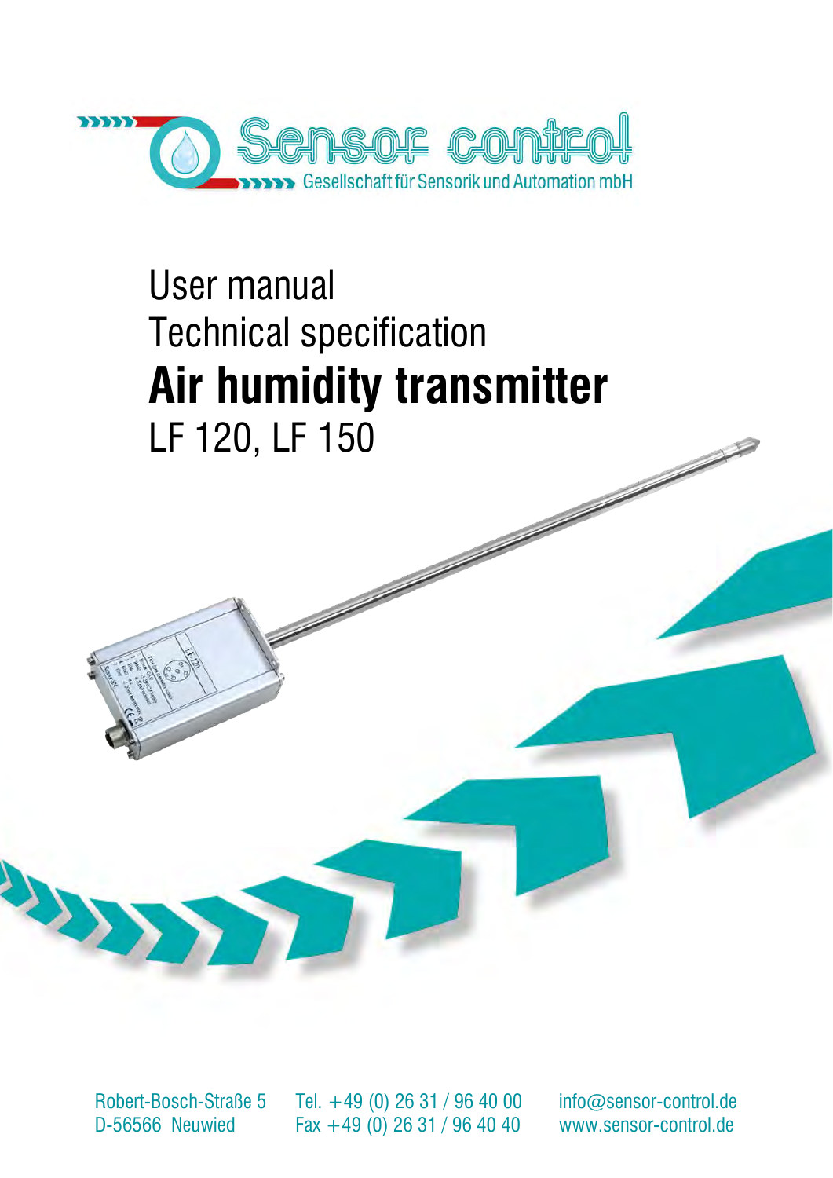Sensor control

Gesellschaft für Sensorik und Automation mbH

User manual

Technical specification

# Air humidity transmitter

LF 120, LF 150

Robert-Bosch-Straße 5
D-56566 Neuwied

Tel. +49 (0) 26 31 / 96 40 00
Fax +49 (0) 26 31 / 96 40 40

info@sensor-control.de
www.sensor-control.de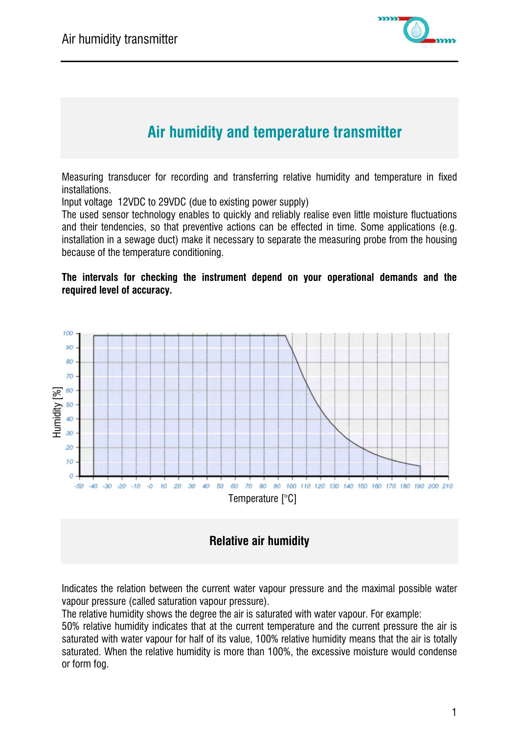## Air humidity and temperature transmitter

Measuring transducer for recording and transferring relative humidity and temperature in fixed installations.
Input voltage 12VDC to 29VDC (due to existing power supply)
The used sensor technology enables to quickly and reliably realise even little moisture fluctuations and their tendencies, so that preventive actions can be effected in time. Some applications (e.g. installation in a sewage duct) make it necessary to separate the measuring probe from the housing because of the temperature conditioning.

**The intervals for checking the instrument depend on your operational demands and the required level of accuracy.**

## Relative air humidity

Indicates the relation between the current water vapour pressure and the maximal possible water vapour pressure (called saturation vapour pressure).
The relative humidity shows the degree the air is saturated with water vapour. For example:
50% relative humidity indicates that at the current temperature and the current pressure the air is saturated with water vapour for half of its value, 100% relative humidity means that the air is totally saturated. When the relative humidity is more than 100%, the excessive moisture would condense or form fog.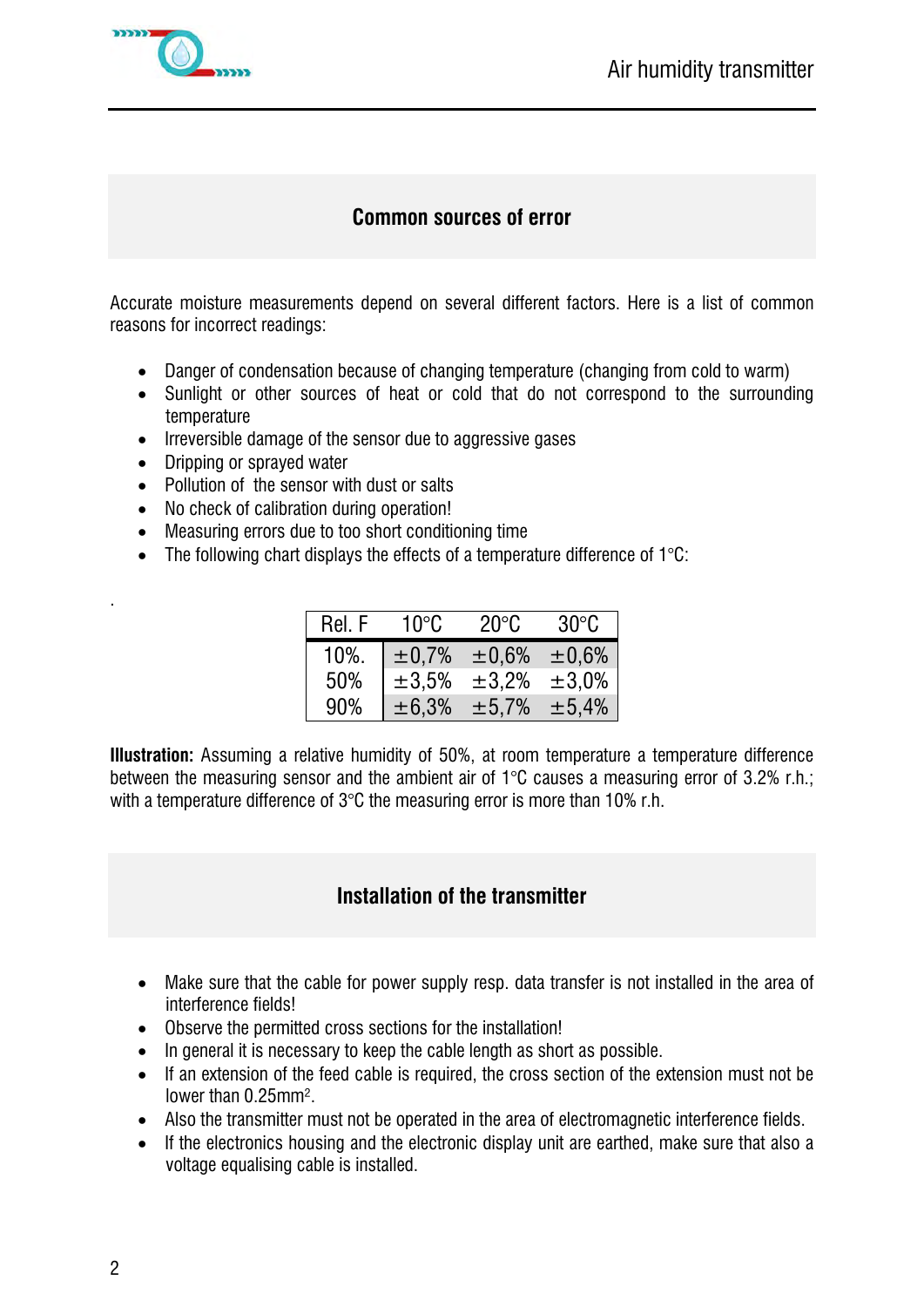## Common sources of error

Accurate moisture measurements depend on several different factors. Here is a list of common reasons for incorrect readings:

- Danger of condensation because of changing temperature (changing from cold to warm)
- Sunlight or other sources of heat or cold that do not correspond to the surrounding temperature
- Irreversible damage of the sensor due to aggressive gases
- Dripping or sprayed water
- Pollution of the sensor with dust or salts
- No check of calibration during operation!
- Measuring errors due to too short conditioning time
- The following chart displays the effects of a temperature difference of 1°C:

.

| Rel. F | 10°C | 20°C | 30°C |
|---|---|---|---|
| 10%. | ±0,7% | ±0,6% | ±0,6% |
| 50% | ±3,5% | ±3,2% | ±3,0% |
| 90% | ±6,3% | ±5,7% | ±5,4% |

**Illustration:** Assuming a relative humidity of 50%, at room temperature a temperature difference between the measuring sensor and the ambient air of 1°C causes a measuring error of 3.2% r.h.; with a temperature difference of 3°C the measuring error is more than 10% r.h.

## Installation of the transmitter

- Make sure that the cable for power supply resp. data transfer is not installed in the area of interference fields!
- Observe the permitted cross sections for the installation!
- In general it is necessary to keep the cable length as short as possible.
- If an extension of the feed cable is required, the cross section of the extension must not be lower than 0.25mm².
- Also the transmitter must not be operated in the area of electromagnetic interference fields.
- If the electronics housing and the electronic display unit are earthed, make sure that also a voltage equalising cable is installed.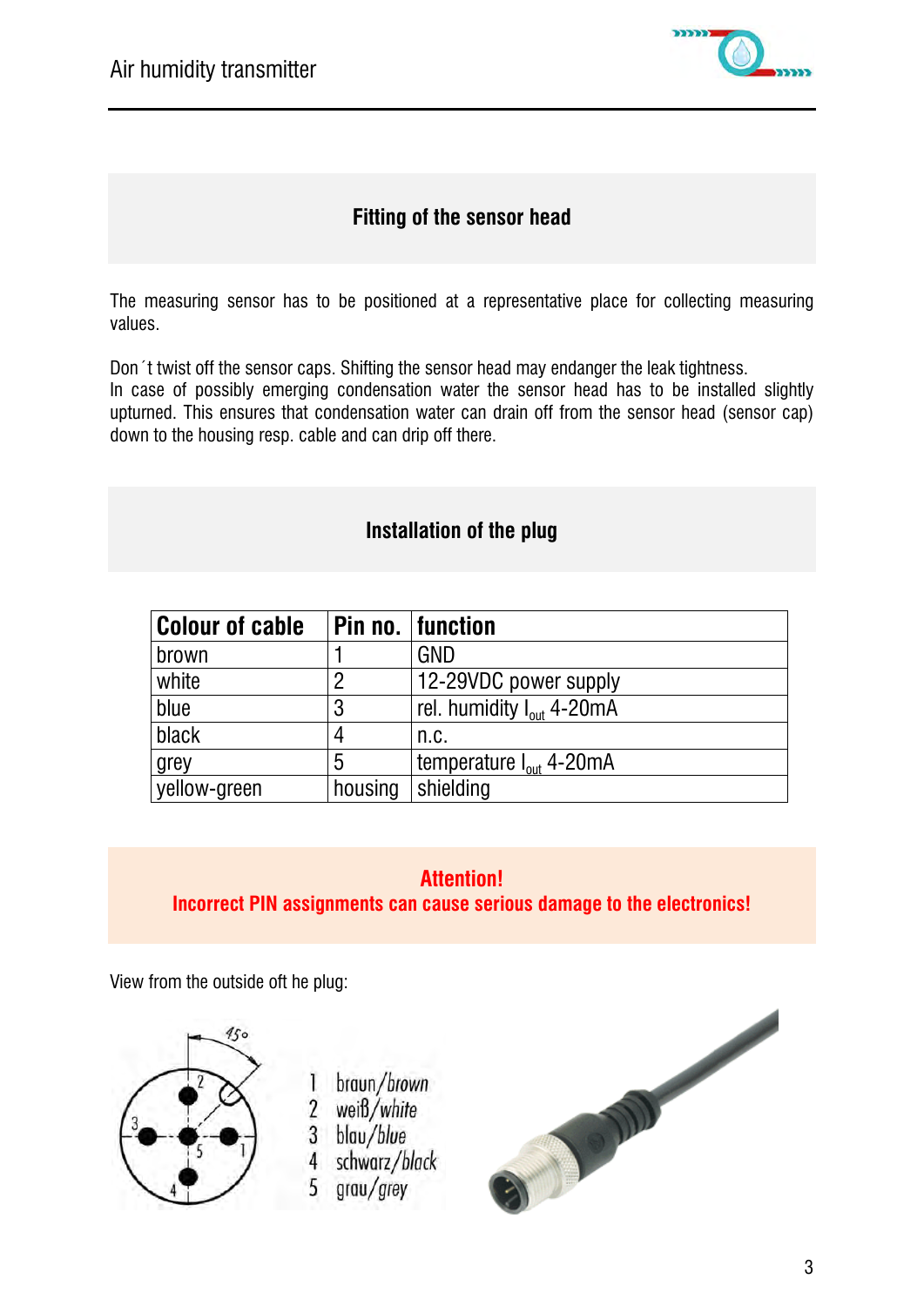## Fitting of the sensor head

The measuring sensor has to be positioned at a representative place for collecting measuring values.

Don´t twist off the sensor caps. Shifting the sensor head may endanger the leak tightness.
In case of possibly emerging condensation water the sensor head has to be installed slightly upturned. This ensures that condensation water can drain off from the sensor head (sensor cap) down to the housing resp. cable and can drip off there.

## Installation of the plug

| Colour of cable | Pin no. | function |
|---|---|---|
| brown | 1 | GND |
| white | 2 | 12-29VDC power supply |
| blue | 3 | rel. humidity $I_{out}$ 4-20mA |
| black | 4 | n.c. |
| grey | 5 | temperature $I_{out}$ 4-20mA |
| yellow-green | housing | shielding |

**Attention!**
**Incorrect PIN assignments can cause serious damage to the electronics!**

View from the outside oft he plug:

45°

1 braun/brown
2 weiß/white
3 blau/blue
4 schwarz/black
5 grau/grey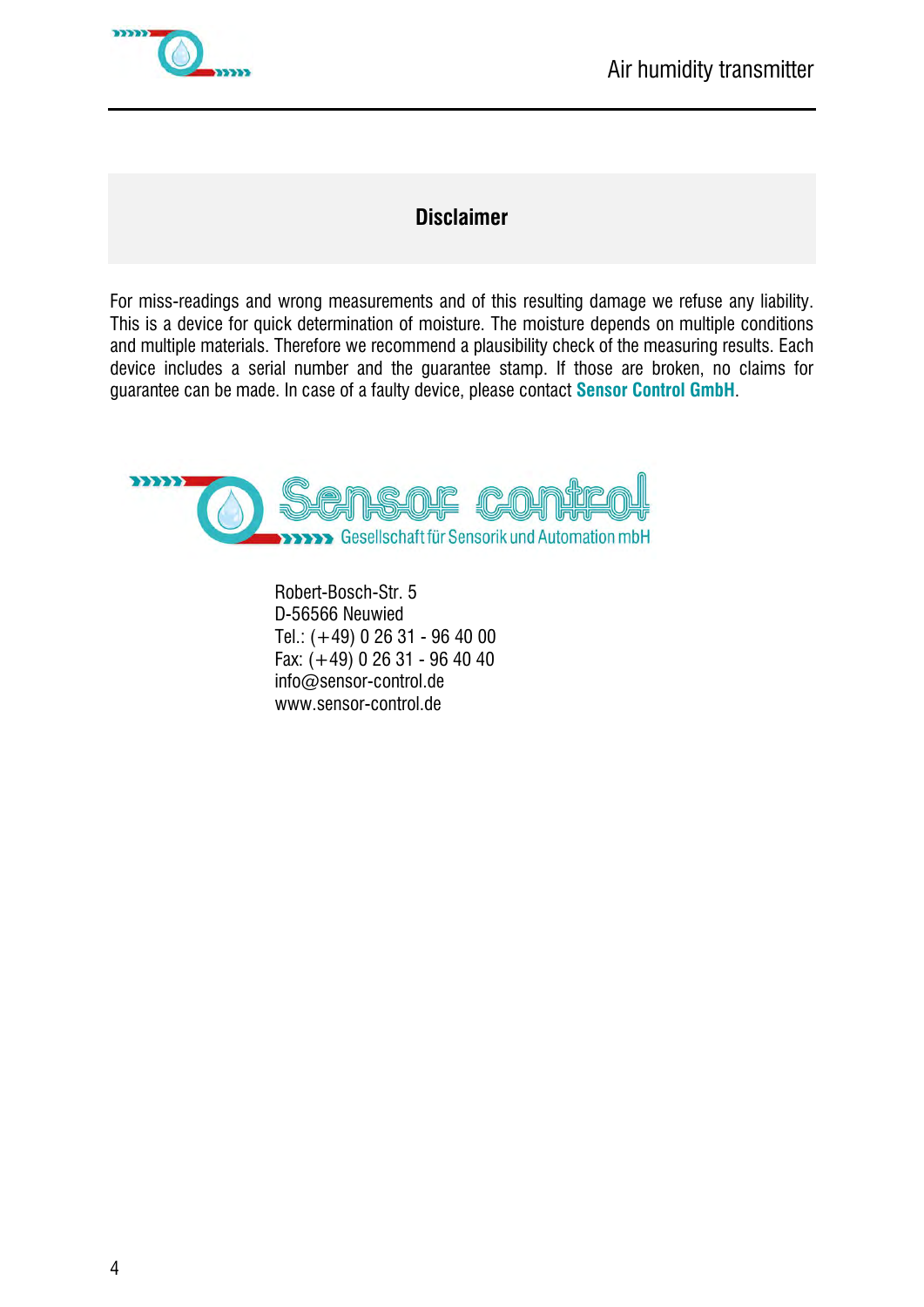# Disclaimer

For miss-readings and wrong measurements and of this resulting damage we refuse any liability. This is a device for quick determination of moisture. The moisture depends on multiple conditions and multiple materials. Therefore we recommend a plausibility check of the measuring results. Each device includes a serial number and the guarantee stamp. If those are broken, no claims for guarantee can be made. In case of a faulty device, please contact **Sensor Control GmbH**.

Sensor control
Gesellschaft für Sensorik und Automation mbH

Robert-Bosch-Str. 5
D-56566 Neuwied
Tel.: (+49) 0 26 31 - 96 40 00
Fax: (+49) 0 26 31 - 96 40 40
info@sensor-control.de
www.sensor-control.de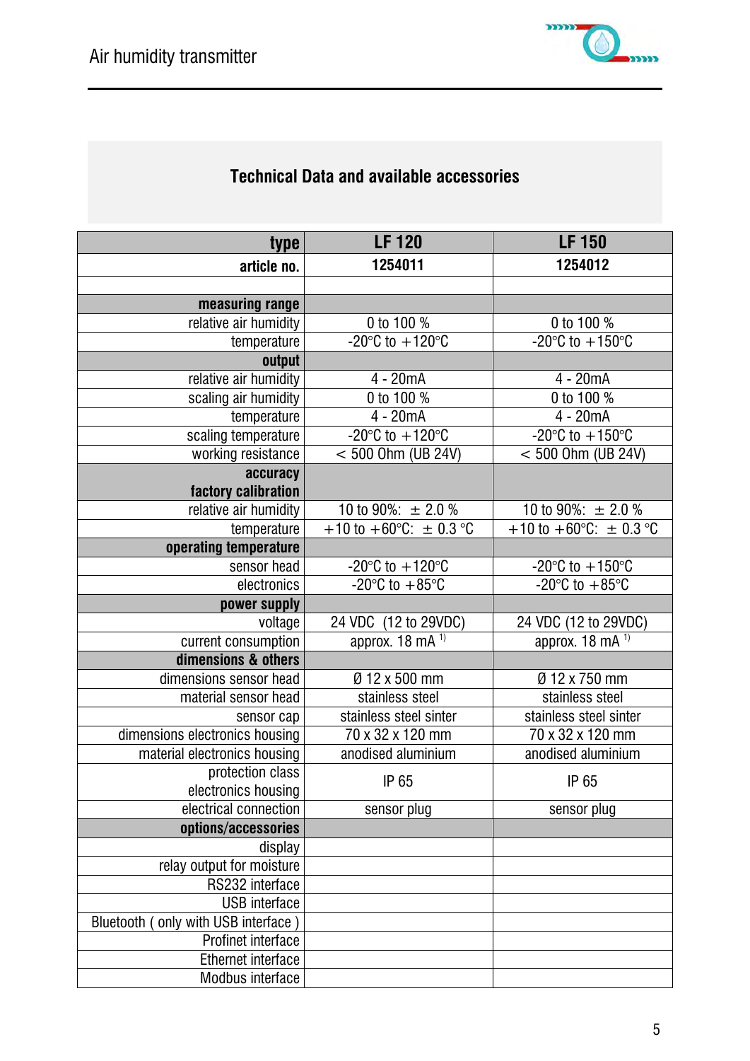## Technical Data and available accessories

| type | LF 120 | LF 150 |
|---|---|---|
| **article no.** | **1254011** | **1254012** |
| | | |
| **measuring range** | | |
| relative air humidity | 0 to 100 % | 0 to 100 % |
| temperature | -20°C to +120°C | -20°C to +150°C |
| **output** | | |
| relative air humidity | 4 - 20mA | 4 - 20mA |
| scaling air humidity | 0 to 100 % | 0 to 100 % |
| temperature | 4 - 20mA | 4 - 20mA |
| scaling temperature | -20°C to +120°C | -20°C to +150°C |
| working resistance | < 500 Ohm (UB 24V) | < 500 Ohm (UB 24V) |
| **accuracy factory calibration** | | |
| relative air humidity | 10 to 90%: ± 2.0 % | 10 to 90%: ± 2.0 % |
| temperature | +10 to +60°C: ± 0.3 °C | +10 to +60°C: ± 0.3 °C |
| **operating temperature** | | |
| sensor head | -20°C to +120°C | -20°C to +150°C |
| electronics | -20°C to +85°C | -20°C to +85°C |
| **power supply** | | |
| voltage | 24 VDC (12 to 29VDC) | 24 VDC (12 to 29VDC) |
| current consumption | approx. 18 mA [1)] | approx. 18 mA [1)] |
| **dimensions & others** | | |
| dimensions sensor head | Ø 12 x 500 mm | Ø 12 x 750 mm |
| material sensor head | stainless steel | stainless steel |
| sensor cap | stainless steel sinter | stainless steel sinter |
| dimensions electronics housing | 70 x 32 x 120 mm | 70 x 32 x 120 mm |
| material electronics housing | anodised aluminium | anodised aluminium |
| protection class electronics housing | IP 65 | IP 65 |
| electrical connection | sensor plug | sensor plug |
| **options/accessories** | | |
| display | | |
| relay output for moisture | | |
| RS232 interface | | |
| USB interface | | |
| Bluetooth ( only with USB interface ) | | |
| Profinet interface | | |
| Ethernet interface | | |
| Modbus interface | | |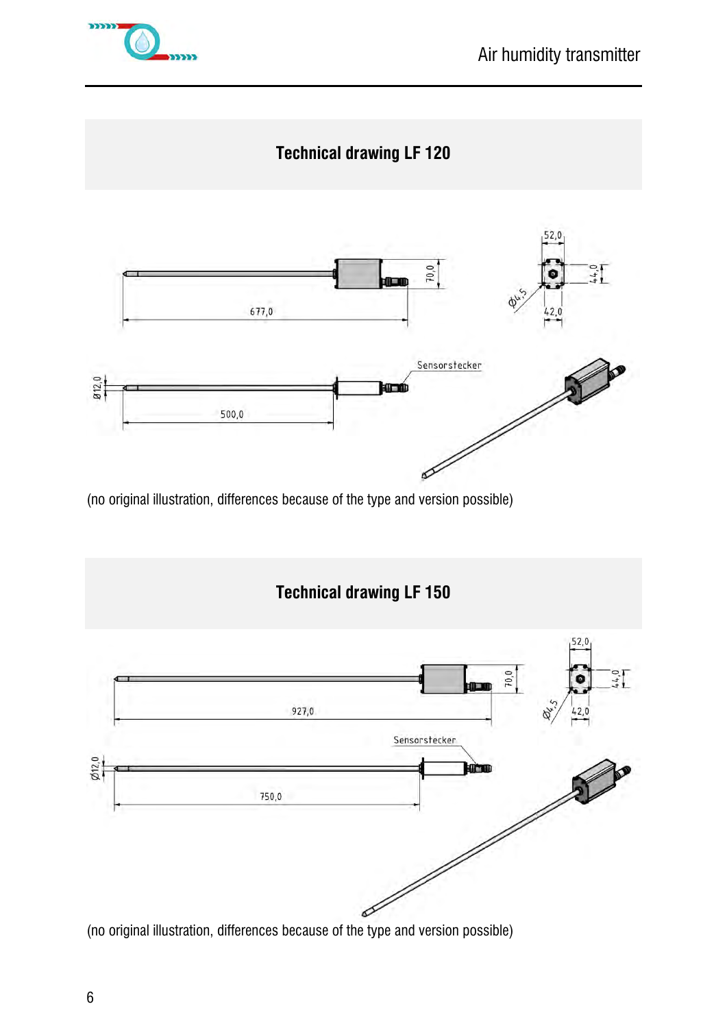## Technical drawing LF 120

(no original illustration, differences because of the type and version possible)

## Technical drawing LF 150

(no original illustration, differences because of the type and version possible)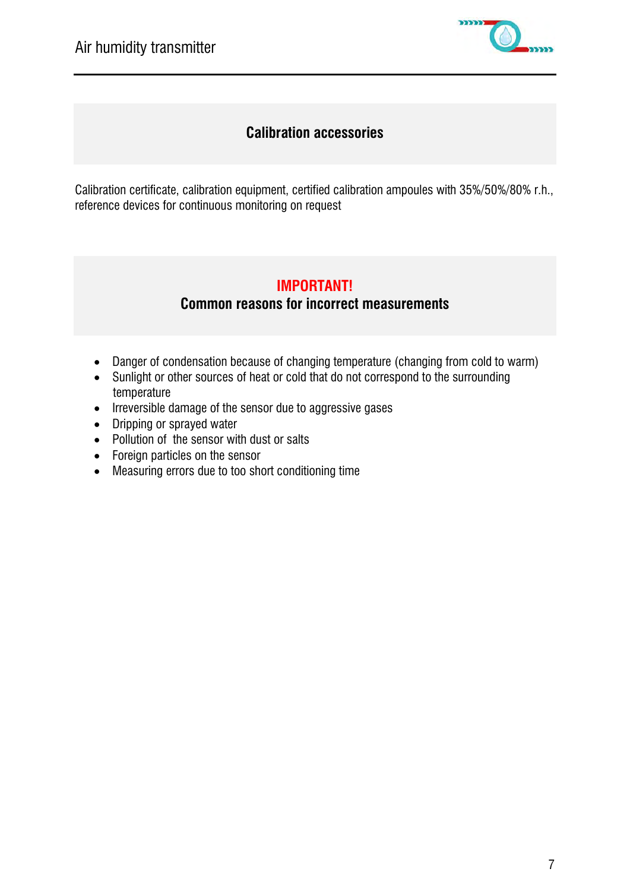## Calibration accessories

Calibration certificate, calibration equipment, certified calibration ampoules with 35%/50%/80% r.h., reference devices for continuous monitoring on request

## IMPORTANT!
## Common reasons for incorrect measurements

- Danger of condensation because of changing temperature (changing from cold to warm)
- Sunlight or other sources of heat or cold that do not correspond to the surrounding temperature
- Irreversible damage of the sensor due to aggressive gases
- Dripping or sprayed water
- Pollution of the sensor with dust or salts
- Foreign particles on the sensor
- Measuring errors due to too short conditioning time